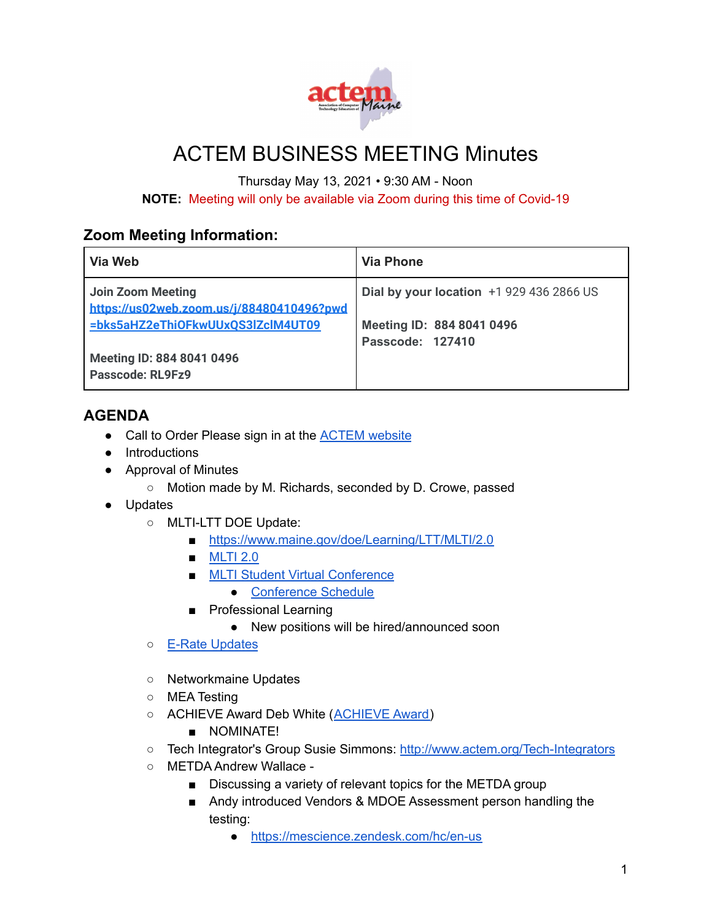# ACTEM BUSINESS MEETING Minutes

Thursday May 13, 2021 • 9:30 AM - Noon

**NOTE:** Meeting will only be available via Zoom during this time of Covid-19

## Zoom Meeting Information:

| Via Web | Via Phone |
|---|---|
| **Join Zoom Meeting**<br>**https://us02web.zoom.us/j/88480410496?pwd=bks5aHZ2eThiOFkwUUxQS3lZclM4UT09**<br><br>**Meeting ID: 884 8041 0496**<br>**Passcode: RL9Fz9** | **Dial by your location** +1 929 436 2866 US<br><br>**Meeting ID: 884 8041 0496**<br>**Passcode: 127410** |

## AGENDA

- Call to Order Please sign in at the ACTEM website
- Introductions
- Approval of Minutes
  - Motion made by M. Richards, seconded by D. Crowe, passed
- Updates
  - MLTI-LTT DOE Update:
    - https://www.maine.gov/doe/Learning/LTT/MLTI/2.0
    - MLTI 2.0
    - MLTI Student Virtual Conference
      - Conference Schedule
    - Professional Learning
      - New positions will be hired/announced soon
  - E-Rate Updates
  - Networkmaine Updates
  - MEA Testing
  - ACHIEVE Award Deb White (ACHIEVE Award)
    - NOMINATE!
  - Tech Integrator's Group Susie Simmons: http://www.actem.org/Tech-Integrators
  - METDA Andrew Wallace -
    - Discussing a variety of relevant topics for the METDA group
    - Andy introduced Vendors & MDOE Assessment person handling the testing:
      - https://mescience.zendesk.com/hc/en-us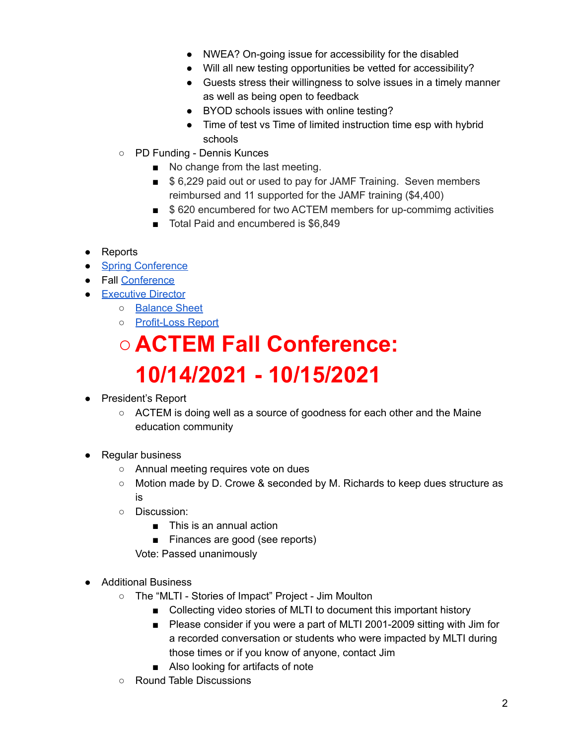- NWEA? On-going issue for accessibility for the disabled
        - Will all new testing opportunities be vetted for accessibility?
        - Guests stress their willingness to solve issues in a timely manner as well as being open to feedback
        - BYOD schools issues with online testing?
        - Time of test vs Time of limited instruction time esp with hybrid schools
    - PD Funding - Dennis Kunces
        - No change from the last meeting.
        - $ 6,229 paid out or used to pay for JAMF Training. Seven members reimbursed and 11 supported for the JAMF training ($4,400)
        - $ 620 encumbered for two ACTEM members for up-commimg activities
        - Total Paid and encumbered is $6,849

- Reports
- Spring Conference
- Fall Conference
- Executive Director
    - Balance Sheet
    - Profit-Loss Report
    - **ACTEM Fall Conference: 10/14/2021 - 10/15/2021**
- President's Report
    - ACTEM is doing well as a source of goodness for each other and the Maine education community

- Regular business
    - Annual meeting requires vote on dues
    - Motion made by D. Crowe & seconded by M. Richards to keep dues structure as is
    - Discussion:
        - This is an annual action
        - Finances are good (see reports)

    Vote: Passed unanimously

- Additional Business
    - The "MLTI - Stories of Impact" Project - Jim Moulton
        - Collecting video stories of MLTI to document this important history
        - Please consider if you were a part of MLTI 2001-2009 sitting with Jim for a recorded conversation or students who were impacted by MLTI during those times or if you know of anyone, contact Jim
        - Also looking for artifacts of note
    - Round Table Discussions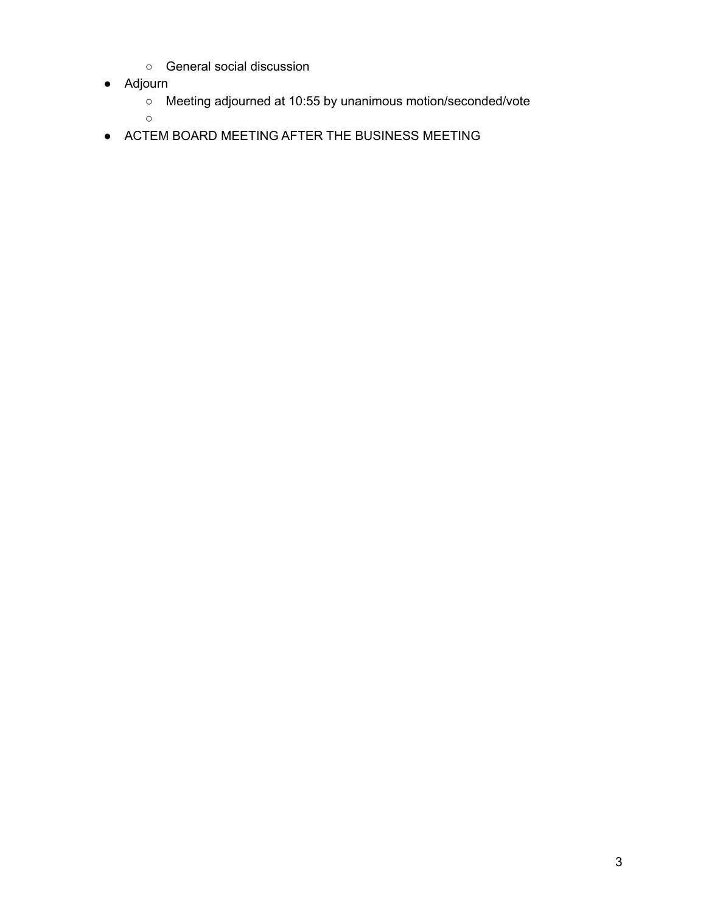- General social discussion
- Adjourn
    - Meeting adjourned at 10:55 by unanimous motion/seconded/vote
    - 
- ACTEM BOARD MEETING AFTER THE BUSINESS MEETING